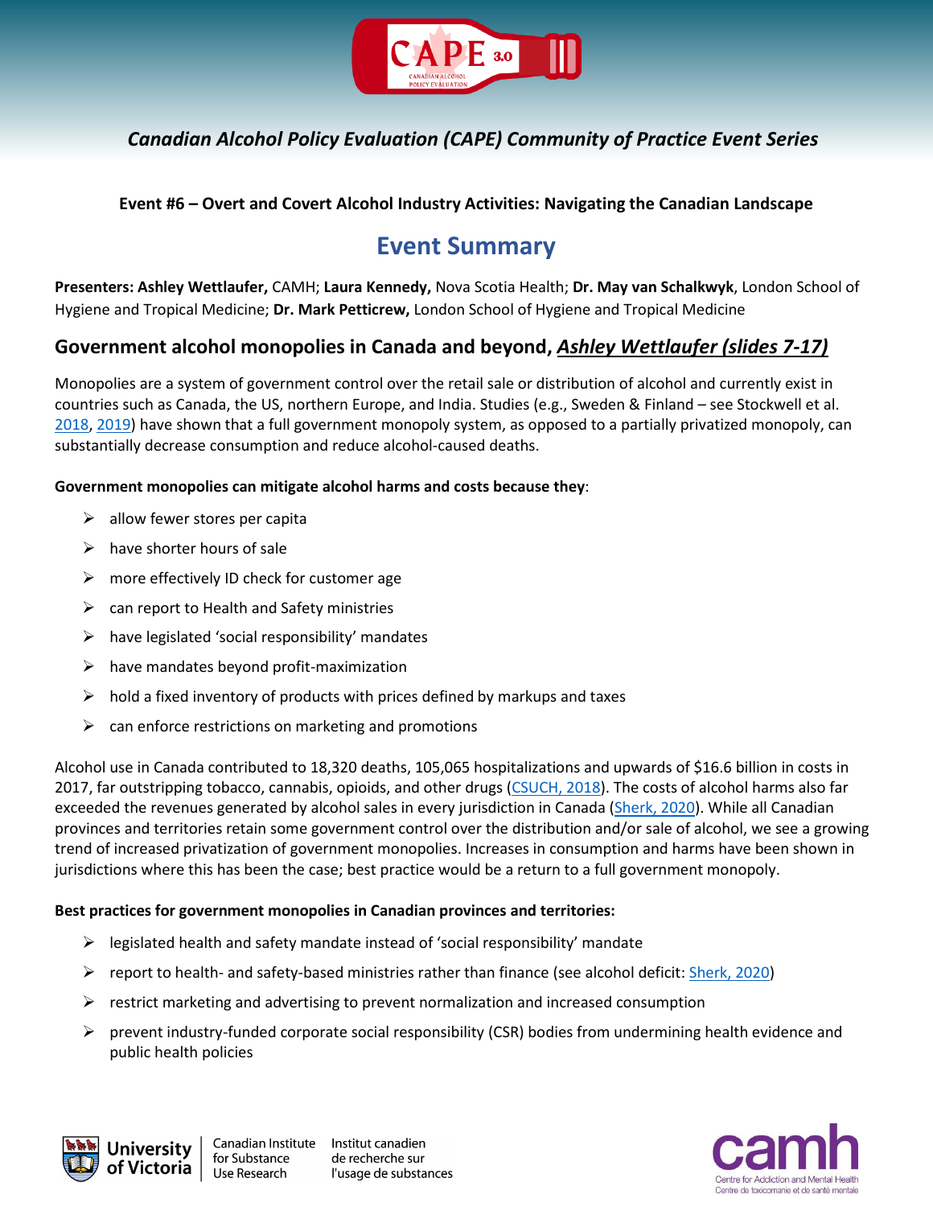*Canadian Alcohol Policy Evaluation (CAPE) Community of Practice Event Series*

**Event #6 – Overt and Covert Alcohol Industry Activities: Navigating the Canadian Landscape**

# Event Summary

**Presenters: Ashley Wettlaufer,** CAMH; **Laura Kennedy,** Nova Scotia Health; **Dr. May van Schalkwyk**, London School of Hygiene and Tropical Medicine; **Dr. Mark Petticrew,** London School of Hygiene and Tropical Medicine

## Government alcohol monopolies in Canada and beyond, *Ashley Wettlaufer (slides 7-17)*

Monopolies are a system of government control over the retail sale or distribution of alcohol and currently exist in countries such as Canada, the US, northern Europe, and India. Studies (e.g., Sweden & Finland – see Stockwell et al. 2018, 2019) have shown that a full government monopoly system, as opposed to a partially privatized monopoly, can substantially decrease consumption and reduce alcohol-caused deaths.

**Government monopolies can mitigate alcohol harms and costs because they**:

- allow fewer stores per capita
- have shorter hours of sale
- more effectively ID check for customer age
- can report to Health and Safety ministries
- have legislated 'social responsibility' mandates
- have mandates beyond profit-maximization
- hold a fixed inventory of products with prices defined by markups and taxes
- can enforce restrictions on marketing and promotions

Alcohol use in Canada contributed to 18,320 deaths, 105,065 hospitalizations and upwards of $16.6 billion in costs in 2017, far outstripping tobacco, cannabis, opioids, and other drugs (CSUCH, 2018). The costs of alcohol harms also far exceeded the revenues generated by alcohol sales in every jurisdiction in Canada (Sherk, 2020). While all Canadian provinces and territories retain some government control over the distribution and/or sale of alcohol, we see a growing trend of increased privatization of government monopolies. Increases in consumption and harms have been shown in jurisdictions where this has been the case; best practice would be a return to a full government monopoly.

**Best practices for government monopolies in Canadian provinces and territories:**

- legislated health and safety mandate instead of 'social responsibility' mandate
- report to health- and safety-based ministries rather than finance (see alcohol deficit: Sherk, 2020)
- restrict marketing and advertising to prevent normalization and increased consumption
- prevent industry-funded corporate social responsibility (CSR) bodies from undermining health evidence and public health policies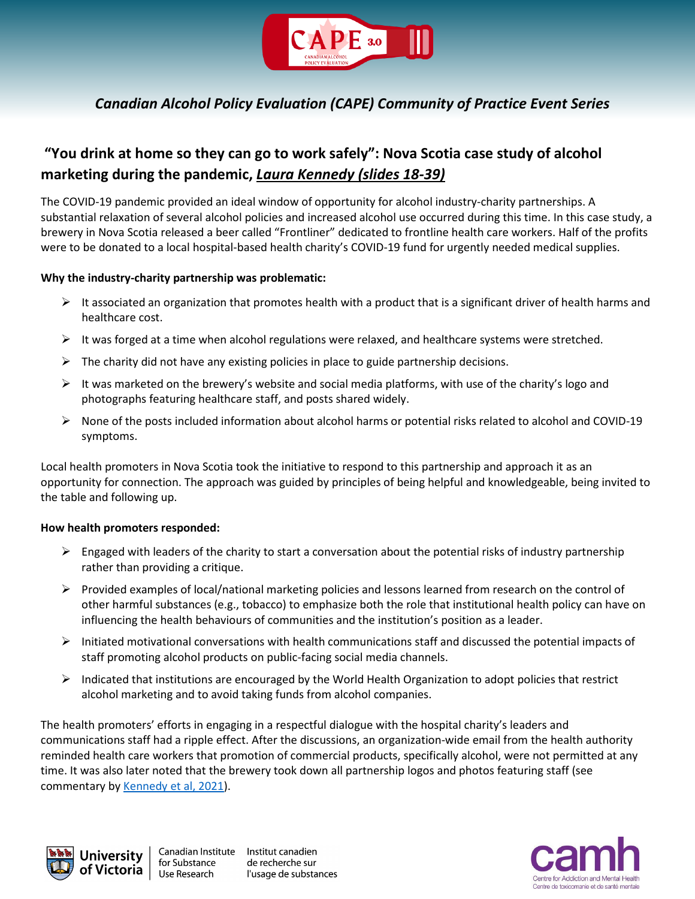*Canadian Alcohol Policy Evaluation (CAPE) Community of Practice Event Series*

## "You drink at home so they can go to work safely": Nova Scotia case study of alcohol marketing during the pandemic, *Laura Kennedy (slides 18-39)*

The COVID-19 pandemic provided an ideal window of opportunity for alcohol industry-charity partnerships. A substantial relaxation of several alcohol policies and increased alcohol use occurred during this time. In this case study, a brewery in Nova Scotia released a beer called "Frontliner" dedicated to frontline health care workers. Half of the profits were to be donated to a local hospital-based health charity's COVID-19 fund for urgently needed medical supplies.

**Why the industry-charity partnership was problematic:**

- It associated an organization that promotes health with a product that is a significant driver of health harms and healthcare cost.
- It was forged at a time when alcohol regulations were relaxed, and healthcare systems were stretched.
- The charity did not have any existing policies in place to guide partnership decisions.
- It was marketed on the brewery's website and social media platforms, with use of the charity's logo and photographs featuring healthcare staff, and posts shared widely.
- None of the posts included information about alcohol harms or potential risks related to alcohol and COVID-19 symptoms.

Local health promoters in Nova Scotia took the initiative to respond to this partnership and approach it as an opportunity for connection. The approach was guided by principles of being helpful and knowledgeable, being invited to the table and following up.

**How health promoters responded:**

- Engaged with leaders of the charity to start a conversation about the potential risks of industry partnership rather than providing a critique.
- Provided examples of local/national marketing policies and lessons learned from research on the control of other harmful substances (e.g., tobacco) to emphasize both the role that institutional health policy can have on influencing the health behaviours of communities and the institution's position as a leader.
- Initiated motivational conversations with health communications staff and discussed the potential impacts of staff promoting alcohol products on public-facing social media channels.
- Indicated that institutions are encouraged by the World Health Organization to adopt policies that restrict alcohol marketing and to avoid taking funds from alcohol companies.

The health promoters' efforts in engaging in a respectful dialogue with the hospital charity's leaders and communications staff had a ripple effect. After the discussions, an organization-wide email from the health authority reminded health care workers that promotion of commercial products, specifically alcohol, were not permitted at any time. It was also later noted that the brewery took down all partnership logos and photos featuring staff (see commentary by Kennedy et al, 2021).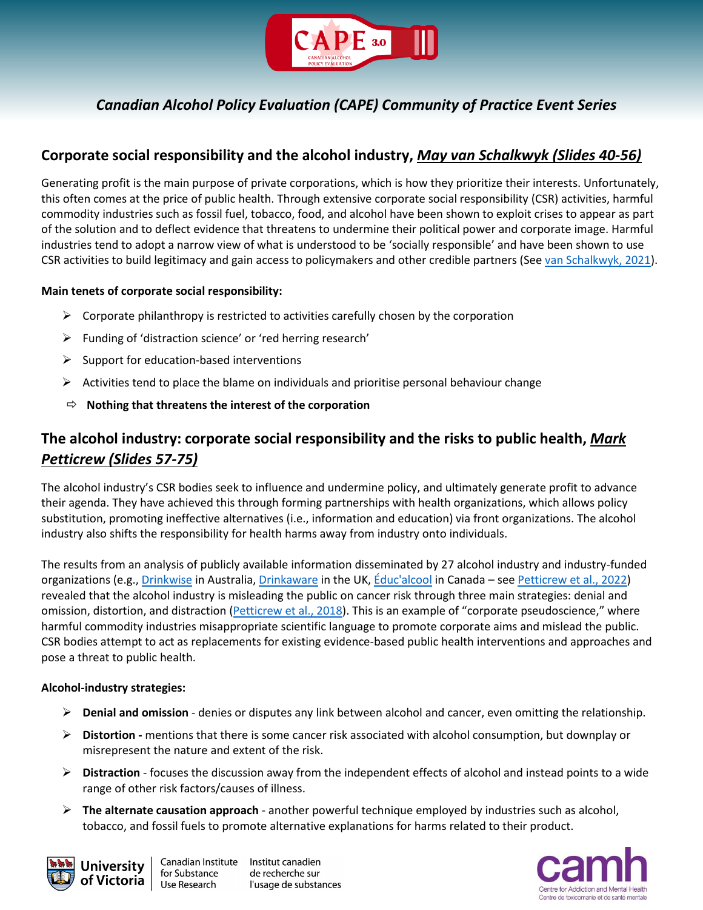*Canadian Alcohol Policy Evaluation (CAPE) Community of Practice Event Series*

## Corporate social responsibility and the alcohol industry, *May van Schalkwyk (Slides 40-56)*

Generating profit is the main purpose of private corporations, which is how they prioritize their interests. Unfortunately, this often comes at the price of public health. Through extensive corporate social responsibility (CSR) activities, harmful commodity industries such as fossil fuel, tobacco, food, and alcohol have been shown to exploit crises to appear as part of the solution and to deflect evidence that threatens to undermine their political power and corporate image. Harmful industries tend to adopt a narrow view of what is understood to be 'socially responsible' and have been shown to use CSR activities to build legitimacy and gain access to policymakers and other credible partners (See van Schalkwyk, 2021).

**Main tenets of corporate social responsibility:**

- Corporate philanthropy is restricted to activities carefully chosen by the corporation
- Funding of 'distraction science' or 'red herring research'
- Support for education-based interventions
- Activities tend to place the blame on individuals and prioritise personal behaviour change
- **Nothing that threatens the interest of the corporation**

## The alcohol industry: corporate social responsibility and the risks to public health, *Mark Petticrew (Slides 57-75)*

The alcohol industry's CSR bodies seek to influence and undermine policy, and ultimately generate profit to advance their agenda. They have achieved this through forming partnerships with health organizations, which allows policy substitution, promoting ineffective alternatives (i.e., information and education) via front organizations. The alcohol industry also shifts the responsibility for health harms away from industry onto individuals.

The results from an analysis of publicly available information disseminated by 27 alcohol industry and industry-funded organizations (e.g., Drinkwise in Australia, Drinkaware in the UK, Éduc'alcool in Canada – see Petticrew et al., 2022) revealed that the alcohol industry is misleading the public on cancer risk through three main strategies: denial and omission, distortion, and distraction (Petticrew et al., 2018). This is an example of "corporate pseudoscience," where harmful commodity industries misappropriate scientific language to promote corporate aims and mislead the public. CSR bodies attempt to act as replacements for existing evidence-based public health interventions and approaches and pose a threat to public health.

**Alcohol-industry strategies:**

- **Denial and omission** - denies or disputes any link between alcohol and cancer, even omitting the relationship.
- **Distortion -** mentions that there is some cancer risk associated with alcohol consumption, but downplay or misrepresent the nature and extent of the risk.
- **Distraction** - focuses the discussion away from the independent effects of alcohol and instead points to a wide range of other risk factors/causes of illness.
- **The alternate causation approach** - another powerful technique employed by industries such as alcohol, tobacco, and fossil fuels to promote alternative explanations for harms related to their product.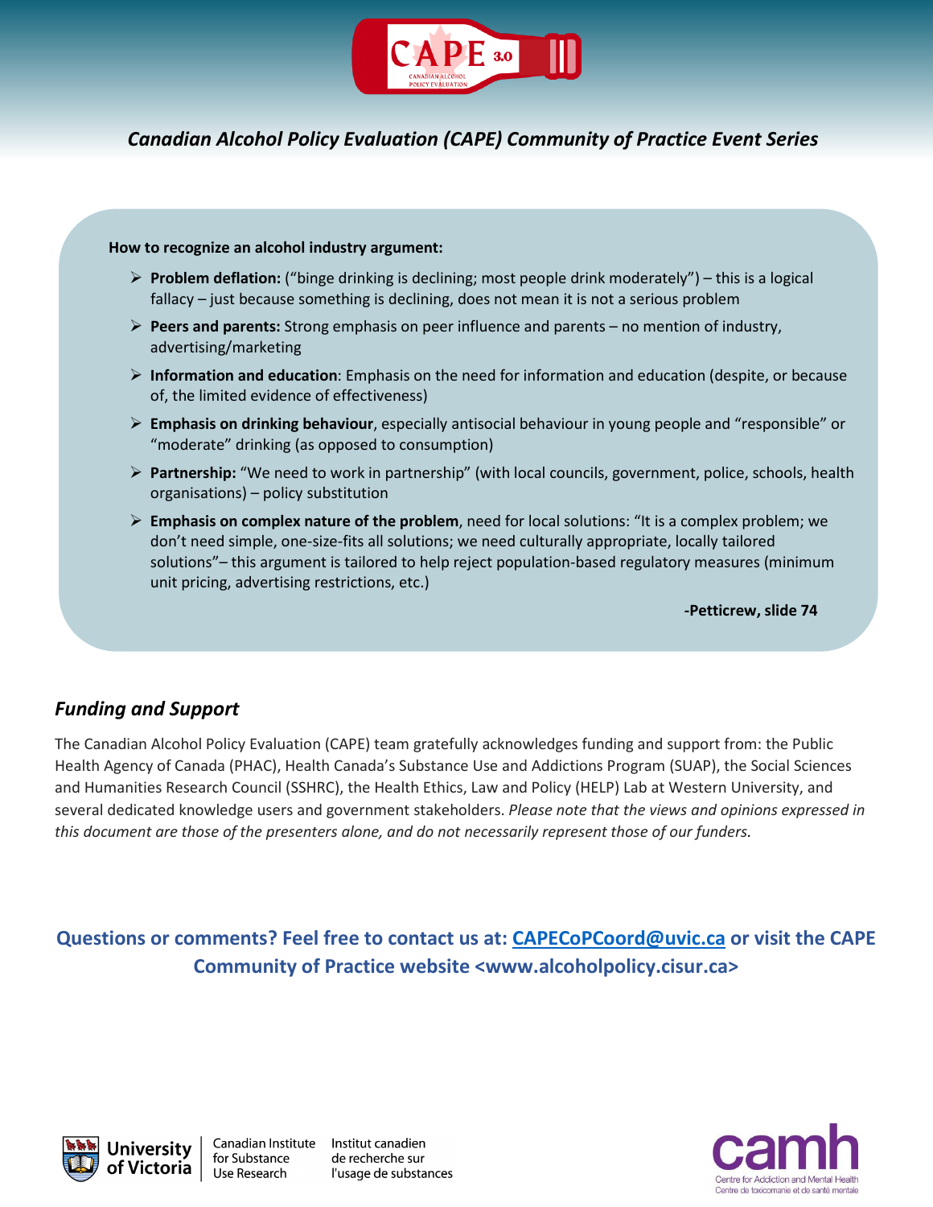*Canadian Alcohol Policy Evaluation (CAPE) Community of Practice Event Series*

**How to recognize an alcohol industry argument:**

- **Problem deflation:** ("binge drinking is declining; most people drink moderately") – this is a logical fallacy – just because something is declining, does not mean it is not a serious problem
- **Peers and parents:** Strong emphasis on peer influence and parents – no mention of industry, advertising/marketing
- **Information and education**: Emphasis on the need for information and education (despite, or because of, the limited evidence of effectiveness)
- **Emphasis on drinking behaviour**, especially antisocial behaviour in young people and "responsible" or "moderate" drinking (as opposed to consumption)
- **Partnership:** "We need to work in partnership" (with local councils, government, police, schools, health organisations) – policy substitution
- **Emphasis on complex nature of the problem**, need for local solutions: "It is a complex problem; we don't need simple, one-size-fits all solutions; we need culturally appropriate, locally tailored solutions"– this argument is tailored to help reject population-based regulatory measures (minimum unit pricing, advertising restrictions, etc.)

**-Petticrew, slide 74**

## *Funding and Support*

The Canadian Alcohol Policy Evaluation (CAPE) team gratefully acknowledges funding and support from: the Public Health Agency of Canada (PHAC), Health Canada's Substance Use and Addictions Program (SUAP), the Social Sciences and Humanities Research Council (SSHRC), the Health Ethics, Law and Policy (HELP) Lab at Western University, and several dedicated knowledge users and government stakeholders. *Please note that the views and opinions expressed in this document are those of the presenters alone, and do not necessarily represent those of our funders.*

**Questions or comments? Feel free to contact us at: CAPECoPCoord@uvic.ca or visit the CAPE Community of Practice website <www.alcoholpolicy.cisur.ca>**

University of Victoria | Canadian Institute for Substance Use Research | Institut canadien de recherche sur l'usage de substances

camh — Centre for Addiction and Mental Health / Centre de toxicomanie et de santé mentale